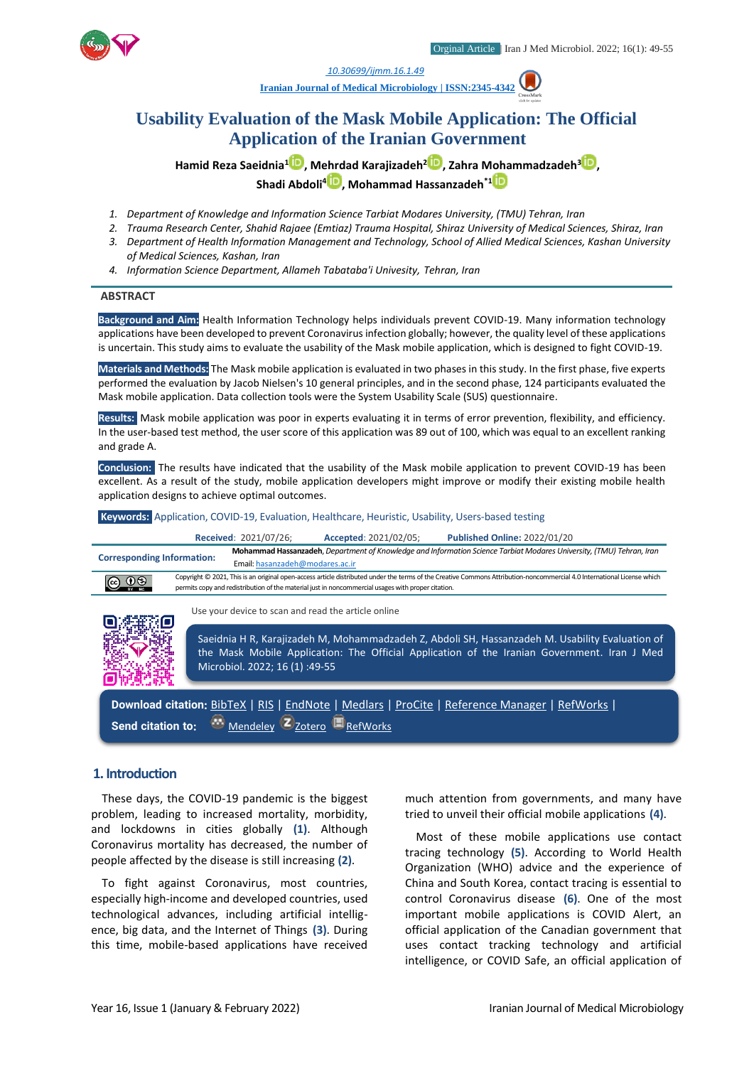10.30699/ijmm.16.1.49

Iranian Journal of Medical Microbiology | ISSN:2345-4342

# Usability Evaluation of the Mask Mobile Application: The Official Application of the Iranian Government

**Hamid Reza Saeidnia[1], Mehrdad Karajizadeh[2], Zahra Mohammadzadeh[3], Shadi Abdoli[4], Mohammad Hassanzadeh[*1]**

1. Department of Knowledge and Information Science Tarbiat Modares University, (TMU) Tehran, Iran
2. Trauma Research Center, Shahid Rajaee (Emtiaz) Trauma Hospital, Shiraz University of Medical Sciences, Shiraz, Iran
3. Department of Health Information Management and Technology, School of Allied Medical Sciences, Kashan University of Medical Sciences, Kashan, Iran
4. Information Science Department, Allameh Tabataba'i Univesity, Tehran, Iran

## ABSTRACT

**Background and Aim:** Health Information Technology helps individuals prevent COVID-19. Many information technology applications have been developed to prevent Coronavirus infection globally; however, the quality level of these applications is uncertain. This study aims to evaluate the usability of the Mask mobile application, which is designed to fight COVID-19.

**Materials and Methods:** The Mask mobile application is evaluated in two phases in this study. In the first phase, five experts performed the evaluation by Jacob Nielsen's 10 general principles, and in the second phase, 124 participants evaluated the Mask mobile application. Data collection tools were the System Usability Scale (SUS) questionnaire.

**Results:** Mask mobile application was poor in experts evaluating it in terms of error prevention, flexibility, and efficiency. In the user-based test method, the user score of this application was 89 out of 100, which was equal to an excellent ranking and grade A.

**Conclusion:** The results have indicated that the usability of the Mask mobile application to prevent COVID-19 has been excellent. As a result of the study, mobile application developers might improve or modify their existing mobile health application designs to achieve optimal outcomes.

**Keywords:** Application, COVID-19, Evaluation, Healthcare, Heuristic, Usability, Users-based testing

**Received**: 2021/07/26; **Accepted**: 2021/02/05; **Published Online:** 2022/01/20

**Corresponding Information:** **Mohammad Hassanzadeh**, *Department of Knowledge and Information Science Tarbiat Modares University, (TMU) Tehran, Iran* Email: hasanzadeh@modares.ac.ir

Copyright © 2021, This is an original open-access article distributed under the terms of the Creative Commons Attribution-noncommercial 4.0 International License which permits copy and redistribution of the material just in noncommercial usages with proper citation.

Use your device to scan and read the article online

Saeidnia H R, Karajizadeh M, Mohammadzadeh Z, Abdoli SH, Hassanzadeh M. Usability Evaluation of the Mask Mobile Application: The Official Application of the Iranian Government. Iran J Med Microbiol. 2022; 16 (1) :49-55

**Download citation:** BibTeX | RIS | EndNote | Medlars | ProCite | Reference Manager | RefWorks |
**Send citation to:** Mendeley Zotero RefWorks

## 1. Introduction

These days, the COVID-19 pandemic is the biggest problem, leading to increased mortality, morbidity, and lockdowns in cities globally **(1)**. Although Coronavirus mortality has decreased, the number of people affected by the disease is still increasing **(2)**.

To fight against Coronavirus, most countries, especially high-income and developed countries, used technological advances, including artificial intelligence, big data, and the Internet of Things **(3)**. During this time, mobile-based applications have received much attention from governments, and many have tried to unveil their official mobile applications **(4)**.

Most of these mobile applications use contact tracing technology **(5)**. According to World Health Organization (WHO) advice and the experience of China and South Korea, contact tracing is essential to control Coronavirus disease **(6)**. One of the most important mobile applications is COVID Alert, an official application of the Canadian government that uses contact tracking technology and artificial intelligence, or COVID Safe, an official application of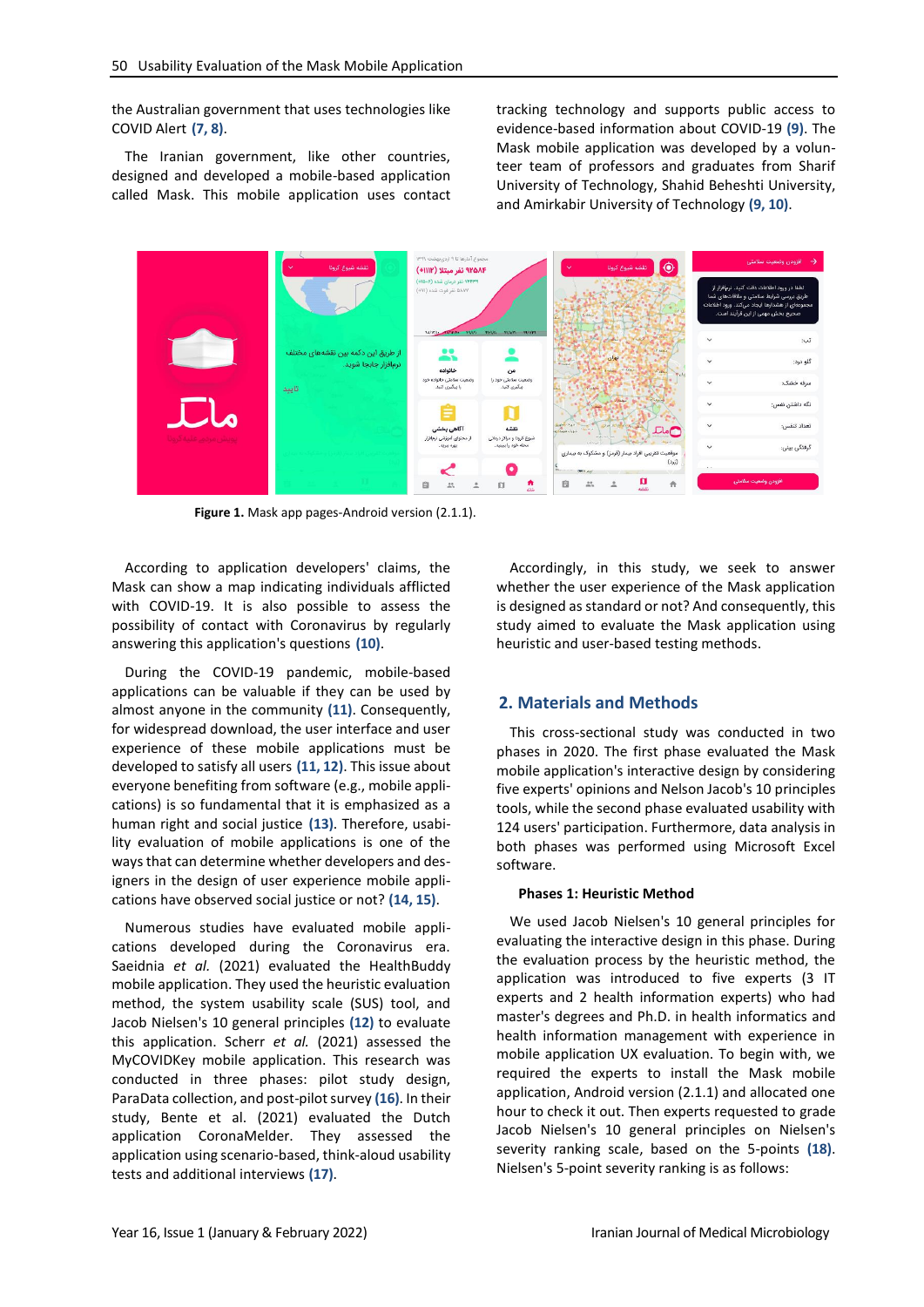the Australian government that uses technologies like COVID Alert (7, 8).

The Iranian government, like other countries, designed and developed a mobile-based application called Mask. This mobile application uses contact tracking technology and supports public access to evidence-based information about COVID-19 (9). The Mask mobile application was developed by a volunteer team of professors and graduates from Sharif University of Technology, Shahid Beheshti University, and Amirkabir University of Technology (9, 10).

**Figure 1.** Mask app pages-Android version (2.1.1).

According to application developers' claims, the Mask can show a map indicating individuals afflicted with COVID-19. It is also possible to assess the possibility of contact with Coronavirus by regularly answering this application's questions (10).

During the COVID-19 pandemic, mobile-based applications can be valuable if they can be used by almost anyone in the community (11). Consequently, for widespread download, the user interface and user experience of these mobile applications must be developed to satisfy all users (11, 12). This issue about everyone benefiting from software (e.g., mobile applications) is so fundamental that it is emphasized as a human right and social justice (13). Therefore, usability evaluation of mobile applications is one of the ways that can determine whether developers and designers in the design of user experience mobile applications have observed social justice or not? (14, 15).

Numerous studies have evaluated mobile applications developed during the Coronavirus era. Saeidnia *et al.* (2021) evaluated the HealthBuddy mobile application. They used the heuristic evaluation method, the system usability scale (SUS) tool, and Jacob Nielsen's 10 general principles (12) to evaluate this application. Scherr *et al.* (2021) assessed the MyCOVIDKey mobile application. This research was conducted in three phases: pilot study design, ParaData collection, and post-pilot survey (16). In their study, Bente et al. (2021) evaluated the Dutch application CoronaMelder. They assessed the application using scenario-based, think-aloud usability tests and additional interviews (17).

Accordingly, in this study, we seek to answer whether the user experience of the Mask application is designed as standard or not? And consequently, this study aimed to evaluate the Mask application using heuristic and user-based testing methods.

## 2. Materials and Methods

This cross-sectional study was conducted in two phases in 2020. The first phase evaluated the Mask mobile application's interactive design by considering five experts' opinions and Nelson Jacob's 10 principles tools, while the second phase evaluated usability with 124 users' participation. Furthermore, data analysis in both phases was performed using Microsoft Excel software.

### Phases 1: Heuristic Method

We used Jacob Nielsen's 10 general principles for evaluating the interactive design in this phase. During the evaluation process by the heuristic method, the application was introduced to five experts (3 IT experts and 2 health information experts) who had master's degrees and Ph.D. in health informatics and health information management with experience in mobile application UX evaluation. To begin with, we required the experts to install the Mask mobile application, Android version (2.1.1) and allocated one hour to check it out. Then experts requested to grade Jacob Nielsen's 10 general principles on Nielsen's severity ranking scale, based on the 5-points (18). Nielsen's 5-point severity ranking is as follows: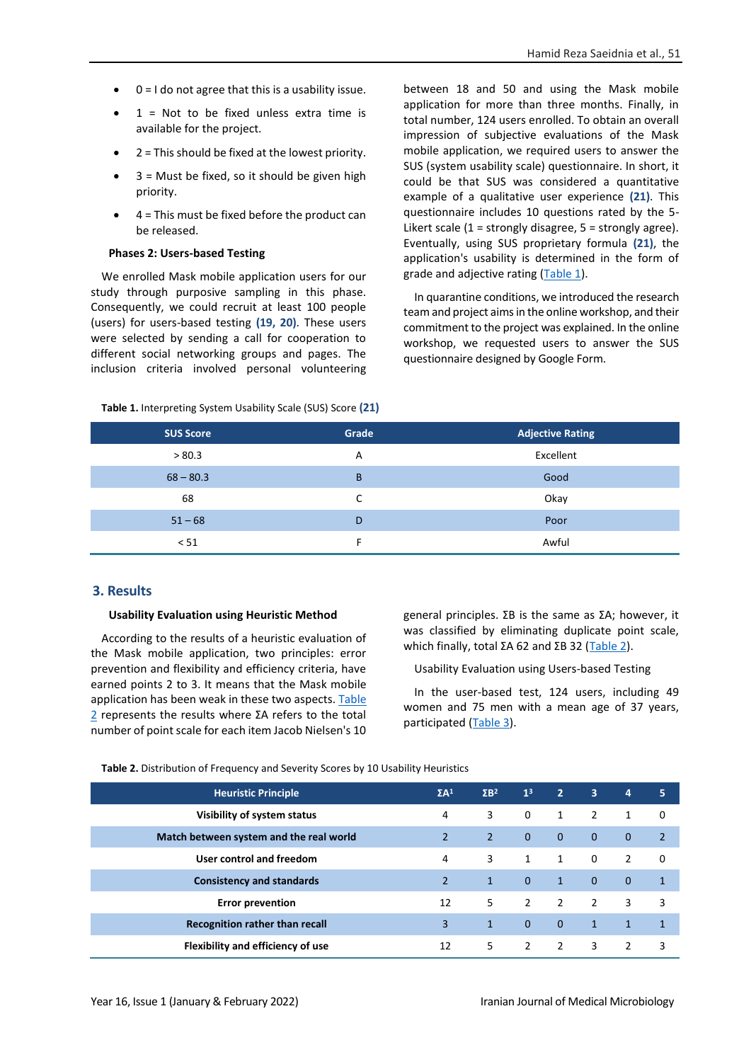- 0 = I do not agree that this is a usability issue.
- 1 = Not to be fixed unless extra time is available for the project.
- 2 = This should be fixed at the lowest priority.
- 3 = Must be fixed, so it should be given high priority.
- 4 = This must be fixed before the product can be released.

**Phases 2: Users-based Testing**

We enrolled Mask mobile application users for our study through purposive sampling in this phase. Consequently, we could recruit at least 100 people (users) for users-based testing **(19, 20)**. These users were selected by sending a call for cooperation to different social networking groups and pages. The inclusion criteria involved personal volunteering between 18 and 50 and using the Mask mobile application for more than three months. Finally, in total number, 124 users enrolled. To obtain an overall impression of subjective evaluations of the Mask mobile application, we required users to answer the SUS (system usability scale) questionnaire. In short, it could be that SUS was considered a quantitative example of a qualitative user experience **(21)**. This questionnaire includes 10 questions rated by the 5-Likert scale (1 = strongly disagree, 5 = strongly agree). Eventually, using SUS proprietary formula **(21)**, the application's usability is determined in the form of grade and adjective rating (Table 1).

In quarantine conditions, we introduced the research team and project aims in the online workshop, and their commitment to the project was explained. In the online workshop, we requested users to answer the SUS questionnaire designed by Google Form.

**Table 1.** Interpreting System Usability Scale (SUS) Score **(21)**

| SUS Score | Grade | Adjective Rating |
|---|---|---|
| > 80.3 | A | Excellent |
| 68 – 80.3 | B | Good |
| 68 | C | Okay |
| 51 – 68 | D | Poor |
| < 51 | F | Awful |

## 3. Results

**Usability Evaluation using Heuristic Method**

According to the results of a heuristic evaluation of the Mask mobile application, two principles: error prevention and flexibility and efficiency criteria, have earned points 2 to 3. It means that the Mask mobile application has been weak in these two aspects. Table 2 represents the results where ΣA refers to the total number of point scale for each item Jacob Nielsen's 10 general principles. ΣB is the same as ΣA; however, it was classified by eliminating duplicate point scale, which finally, total ΣA 62 and ΣB 32 (Table 2).

Usability Evaluation using Users-based Testing

In the user-based test, 124 users, including 49 women and 75 men with a mean age of 37 years, participated (Table 3).

**Table 2.** Distribution of Frequency and Severity Scores by 10 Usability Heuristics

| Heuristic Principle | ΣA[1] | ΣB[2] | 1[3] | 2 | 3 | 4 | 5 |
|---|---|---|---|---|---|---|---|
| **Visibility of system status** | 4 | 3 | 0 | 1 | 2 | 1 | 0 |
| **Match between system and the real world** | 2 | 2 | 0 | 0 | 0 | 0 | 2 |
| **User control and freedom** | 4 | 3 | 1 | 1 | 0 | 2 | 0 |
| **Consistency and standards** | 2 | 1 | 0 | 1 | 0 | 0 | 1 |
| **Error prevention** | 12 | 5 | 2 | 2 | 2 | 3 | 3 |
| **Recognition rather than recall** | 3 | 1 | 0 | 0 | 1 | 1 | 1 |
| **Flexibility and efficiency of use** | 12 | 5 | 2 | 2 | 3 | 2 | 3 |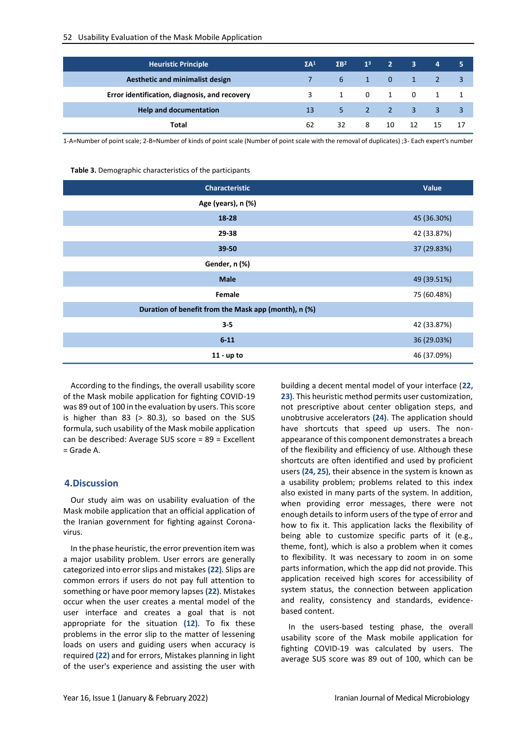| Heuristic Principle | ΣA[1] | ΣB[2] | 1[3] | 2 | 3 | 4 | 5 |
|---|---|---|---|---|---|---|---|
| Aesthetic and minimalist design | 7 | 6 | 1 | 0 | 1 | 2 | 3 |
| Error identification, diagnosis, and recovery | 3 | 1 | 0 | 1 | 0 | 1 | 1 |
| Help and documentation | 13 | 5 | 2 | 2 | 3 | 3 | 3 |
| Total | 62 | 32 | 8 | 10 | 12 | 15 | 17 |

1-A=Number of point scale; 2-B=Number of kinds of point scale (Number of point scale with the removal of duplicates) ;3- Each expert's number

**Table 3.** Demographic characteristics of the participants

| Characteristic | Value |
|---|---|
| **Age (years), n (%)** | |
| 18-28 | 45 (36.30%) |
| 29-38 | 42 (33.87%) |
| 39-50 | 37 (29.83%) |
| **Gender, n (%)** | |
| Male | 49 (39.51%) |
| Female | 75 (60.48%) |
| **Duration of benefit from the Mask app (month), n (%)** | |
| 3-5 | 42 (33.87%) |
| 6-11 | 36 (29.03%) |
| 11 - up to | 46 (37.09%) |

According to the findings, the overall usability score of the Mask mobile application for fighting COVID-19 was 89 out of 100 in the evaluation by users. This score is higher than 83 (> 80.3), so based on the SUS formula, such usability of the Mask mobile application can be described: Average SUS score = 89 = Excellent = Grade A.

## 4.Discussion

Our study aim was on usability evaluation of the Mask mobile application that an official application of the Iranian government for fighting against Corona-virus.

In the phase heuristic, the error prevention item was a major usability problem. User errors are generally categorized into error slips and mistakes **(22)**. Slips are common errors if users do not pay full attention to something or have poor memory lapses **(22)**. Mistakes occur when the user creates a mental model of the user interface and creates a goal that is not appropriate for the situation **(12)**. To fix these problems in the error slip to the matter of lessening loads on users and guiding users when accuracy is required **(22)** and for errors, Mistakes planning in light of the user's experience and assisting the user with building a decent mental model of your interface (**22, 23)**. This heuristic method permits user customization, not prescriptive about center obligation steps, and unobtrusive accelerators **(24)**. The application should have shortcuts that speed up users. The non-appearance of this component demonstrates a breach of the flexibility and efficiency of use. Although these shortcuts are often identified and used by proficient users **(24, 25)**, their absence in the system is known as a usability problem; problems related to this index also existed in many parts of the system. In addition, when providing error messages, there were not enough details to inform users of the type of error and how to fix it. This application lacks the flexibility of being able to customize specific parts of it (e.g., theme, font), which is also a problem when it comes to flexibility. It was necessary to zoom in on some parts information, which the app did not provide. This application received high scores for accessibility of system status, the connection between application and reality, consistency and standards, evidence-based content.

In the users-based testing phase, the overall usability score of the Mask mobile application for fighting COVID-19 was calculated by users. The average SUS score was 89 out of 100, which can be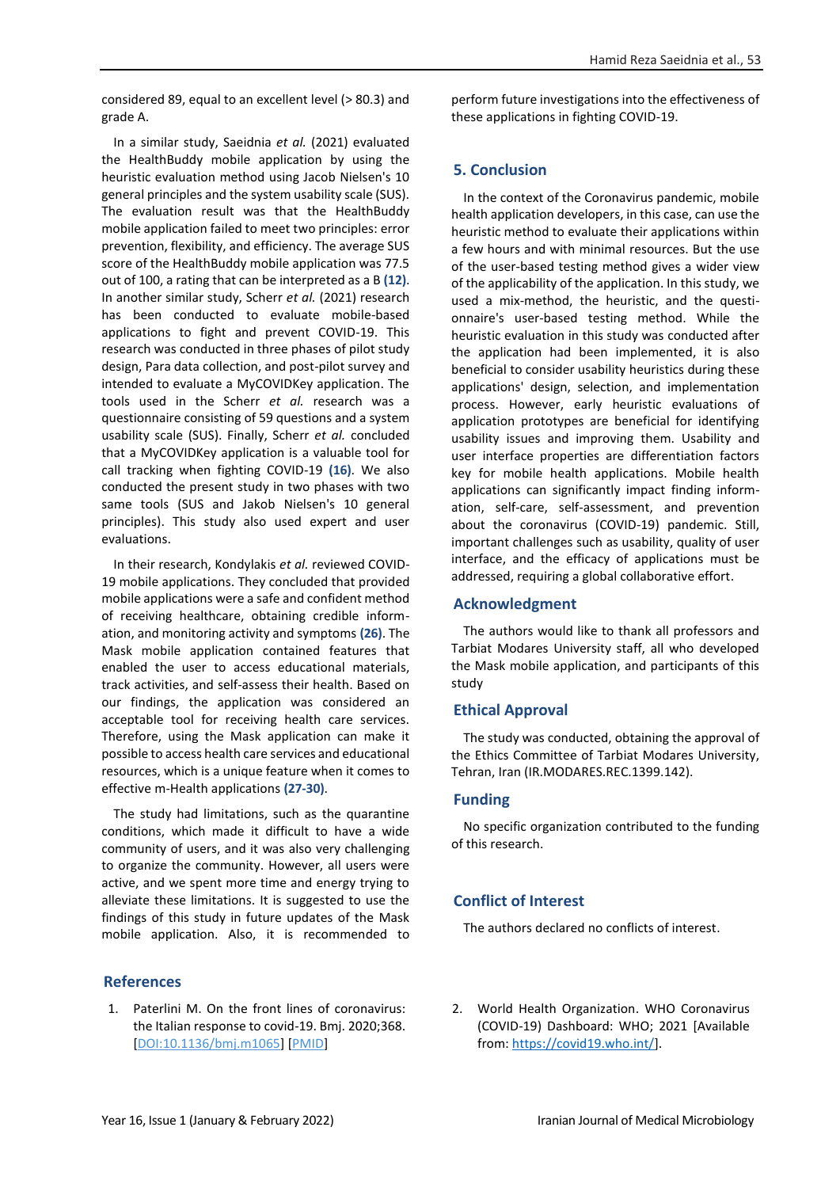considered 89, equal to an excellent level (> 80.3) and grade A.

In a similar study, Saeidnia *et al.* (2021) evaluated the HealthBuddy mobile application by using the heuristic evaluation method using Jacob Nielsen's 10 general principles and the system usability scale (SUS). The evaluation result was that the HealthBuddy mobile application failed to meet two principles: error prevention, flexibility, and efficiency. The average SUS score of the HealthBuddy mobile application was 77.5 out of 100, a rating that can be interpreted as a B **(12)**. In another similar study, Scherr *et al.* (2021) research has been conducted to evaluate mobile-based applications to fight and prevent COVID-19. This research was conducted in three phases of pilot study design, Para data collection, and post-pilot survey and intended to evaluate a MyCOVIDKey application. The tools used in the Scherr *et al.* research was a questionnaire consisting of 59 questions and a system usability scale (SUS). Finally, Scherr *et al.* concluded that a MyCOVIDKey application is a valuable tool for call tracking when fighting COVID-19 **(16)**. We also conducted the present study in two phases with two same tools (SUS and Jakob Nielsen's 10 general principles). This study also used expert and user evaluations.

In their research, Kondylakis *et al.* reviewed COVID-19 mobile applications. They concluded that provided mobile applications were a safe and confident method of receiving healthcare, obtaining credible information, and monitoring activity and symptoms **(26)**. The Mask mobile application contained features that enabled the user to access educational materials, track activities, and self-assess their health. Based on our findings, the application was considered an acceptable tool for receiving health care services. Therefore, using the Mask application can make it possible to access health care services and educational resources, which is a unique feature when it comes to effective m-Health applications **(27-30)**.

The study had limitations, such as the quarantine conditions, which made it difficult to have a wide community of users, and it was also very challenging to organize the community. However, all users were active, and we spent more time and energy trying to alleviate these limitations. It is suggested to use the findings of this study in future updates of the Mask mobile application. Also, it is recommended to perform future investigations into the effectiveness of these applications in fighting COVID-19.

## 5. Conclusion

In the context of the Coronavirus pandemic, mobile health application developers, in this case, can use the heuristic method to evaluate their applications within a few hours and with minimal resources. But the use of the user-based testing method gives a wider view of the applicability of the application. In this study, we used a mix-method, the heuristic, and the questionnaire's user-based testing method. While the heuristic evaluation in this study was conducted after the application had been implemented, it is also beneficial to consider usability heuristics during these applications' design, selection, and implementation process. However, early heuristic evaluations of application prototypes are beneficial for identifying usability issues and improving them. Usability and user interface properties are differentiation factors key for mobile health applications. Mobile health applications can significantly impact finding information, self-care, self-assessment, and prevention about the coronavirus (COVID-19) pandemic. Still, important challenges such as usability, quality of user interface, and the efficacy of applications must be addressed, requiring a global collaborative effort.

## Acknowledgment

The authors would like to thank all professors and Tarbiat Modares University staff, all who developed the Mask mobile application, and participants of this study

## Ethical Approval

The study was conducted, obtaining the approval of the Ethics Committee of Tarbiat Modares University, Tehran, Iran (IR.MODARES.REC.1399.142).

## Funding

No specific organization contributed to the funding of this research.

## Conflict of Interest

The authors declared no conflicts of interest.

## References

1. Paterlini M. On the front lines of coronavirus: the Italian response to covid-19. Bmj. 2020;368. [DOI:10.1136/bmj.m1065] [PMID]
2. World Health Organization. WHO Coronavirus (COVID-19) Dashboard: WHO; 2021 [Available from: https://covid19.who.int/].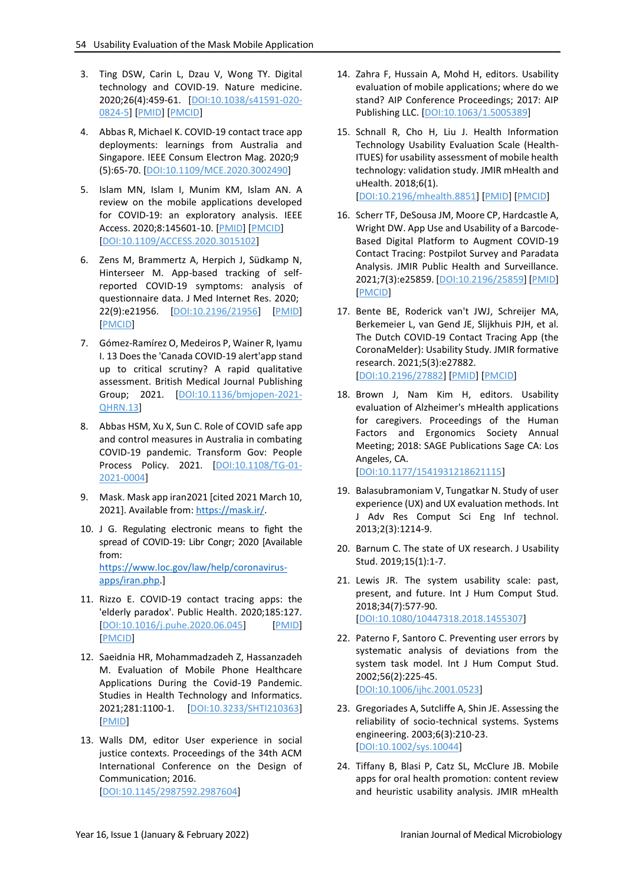3. Ting DSW, Carin L, Dzau V, Wong TY. Digital technology and COVID-19. Nature medicine. 2020;26(4):459-61. [DOI:10.1038/s41591-020-0824-5] [PMID] [PMCID]

4. Abbas R, Michael K. COVID-19 contact trace app deployments: learnings from Australia and Singapore. IEEE Consum Electron Mag. 2020;9 (5):65-70. [DOI:10.1109/MCE.2020.3002490]

5. Islam MN, Islam I, Munim KM, Islam AN. A review on the mobile applications developed for COVID-19: an exploratory analysis. IEEE Access. 2020;8:145601-10. [PMID] [PMCID] [DOI:10.1109/ACCESS.2020.3015102]

6. Zens M, Brammertz A, Herpich J, Südkamp N, Hinterseer M. App-based tracking of self-reported COVID-19 symptoms: analysis of questionnaire data. J Med Internet Res. 2020; 22(9):e21956. [DOI:10.2196/21956] [PMID] [PMCID]

7. Gómez-Ramírez O, Medeiros P, Wainer R, Iyamu I. 13 Does the 'Canada COVID-19 alert'app stand up to critical scrutiny? A rapid qualitative assessment. British Medical Journal Publishing Group; 2021. [DOI:10.1136/bmjopen-2021-QHRN.13]

8. Abbas HSM, Xu X, Sun C. Role of COVID safe app and control measures in Australia in combating COVID-19 pandemic. Transform Gov: People Process Policy. 2021. [DOI:10.1108/TG-01-2021-0004]

9. Mask. Mask app iran2021 [cited 2021 March 10, 2021]. Available from: https://mask.ir/.

10. J G. Regulating electronic means to fight the spread of COVID-19: Libr Congr; 2020 [Available from: https://www.loc.gov/law/help/coronavirus-apps/iran.php.]

11. Rizzo E. COVID-19 contact tracing apps: the 'elderly paradox'. Public Health. 2020;185:127. [DOI:10.1016/j.puhe.2020.06.045] [PMID] [PMCID]

12. Saeidnia HR, Mohammadzadeh Z, Hassanzadeh M. Evaluation of Mobile Phone Healthcare Applications During the Covid-19 Pandemic. Studies in Health Technology and Informatics. 2021;281:1100-1. [DOI:10.3233/SHTI210363] [PMID]

13. Walls DM, editor User experience in social justice contexts. Proceedings of the 34th ACM International Conference on the Design of Communication; 2016. [DOI:10.1145/2987592.2987604]

14. Zahra F, Hussain A, Mohd H, editors. Usability evaluation of mobile applications; where do we stand? AIP Conference Proceedings; 2017: AIP Publishing LLC. [DOI:10.1063/1.5005389]

15. Schnall R, Cho H, Liu J. Health Information Technology Usability Evaluation Scale (Health-ITUES) for usability assessment of mobile health technology: validation study. JMIR mHealth and uHealth. 2018;6(1). [DOI:10.2196/mhealth.8851] [PMID] [PMCID]

16. Scherr TF, DeSousa JM, Moore CP, Hardcastle A, Wright DW. App Use and Usability of a Barcode-Based Digital Platform to Augment COVID-19 Contact Tracing: Postpilot Survey and Paradata Analysis. JMIR Public Health and Surveillance. 2021;7(3):e25859. [DOI:10.2196/25859] [PMID] [PMCID]

17. Bente BE, Roderick van't JWJ, Schreijer MA, Berkemeier L, van Gend JE, Slijkhuis PJH, et al. The Dutch COVID-19 Contact Tracing App (the CoronaMelder): Usability Study. JMIR formative research. 2021;5(3):e27882. [DOI:10.2196/27882] [PMID] [PMCID]

18. Brown J, Nam Kim H, editors. Usability evaluation of Alzheimer's mHealth applications for caregivers. Proceedings of the Human Factors and Ergonomics Society Annual Meeting; 2018: SAGE Publications Sage CA: Los Angeles, CA. [DOI:10.1177/1541931218621115]

19. Balasubramoniam V, Tungatkar N. Study of user experience (UX) and UX evaluation methods. Int J Adv Res Comput Sci Eng Inf technol. 2013;2(3):1214-9.

20. Barnum C. The state of UX research. J Usability Stud. 2019;15(1):1-7.

21. Lewis JR. The system usability scale: past, present, and future. Int J Hum Comput Stud. 2018;34(7):577-90. [DOI:10.1080/10447318.2018.1455307]

22. Paterno F, Santoro C. Preventing user errors by systematic analysis of deviations from the system task model. Int J Hum Comput Stud. 2002;56(2):225-45. [DOI:10.1006/ijhc.2001.0523]

23. Gregoriades A, Sutcliffe A, Shin JE. Assessing the reliability of socio-technical systems. Systems engineering. 2003;6(3):210-23. [DOI:10.1002/sys.10044]

24. Tiffany B, Blasi P, Catz SL, McClure JB. Mobile apps for oral health promotion: content review and heuristic usability analysis. JMIR mHealth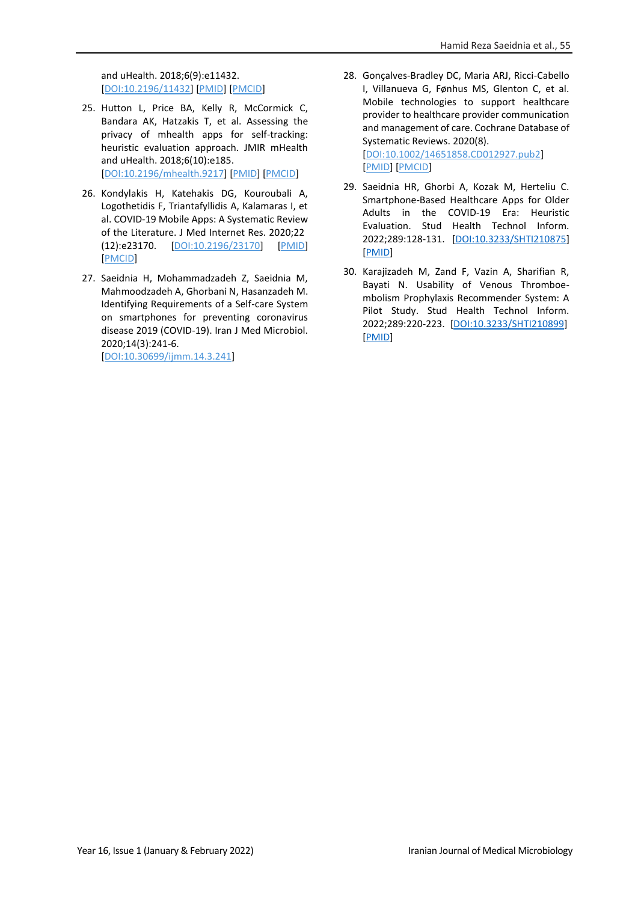and uHealth. 2018;6(9):e11432. [DOI:10.2196/11432] [PMID] [PMCID]

25. Hutton L, Price BA, Kelly R, McCormick C, Bandara AK, Hatzakis T, et al. Assessing the privacy of mhealth apps for self-tracking: heuristic evaluation approach. JMIR mHealth and uHealth. 2018;6(10):e185. [DOI:10.2196/mhealth.9217] [PMID] [PMCID]

26. Kondylakis H, Katehakis DG, Kouroubali A, Logothetidis F, Triantafyllidis A, Kalamaras I, et al. COVID-19 Mobile Apps: A Systematic Review of the Literature. J Med Internet Res. 2020;22 (12):e23170. [DOI:10.2196/23170] [PMID] [PMCID]

27. Saeidnia H, Mohammadzadeh Z, Saeidnia M, Mahmoodzadeh A, Ghorbani N, Hasanzadeh M. Identifying Requirements of a Self-care System on smartphones for preventing coronavirus disease 2019 (COVID-19). Iran J Med Microbiol. 2020;14(3):241-6. [DOI:10.30699/ijmm.14.3.241]

28. Gonçalves-Bradley DC, Maria ARJ, Ricci-Cabello I, Villanueva G, Fønhus MS, Glenton C, et al. Mobile technologies to support healthcare provider to healthcare provider communication and management of care. Cochrane Database of Systematic Reviews. 2020(8). [DOI:10.1002/14651858.CD012927.pub2] [PMID] [PMCID]

29. Saeidnia HR, Ghorbi A, Kozak M, Herteliu C. Smartphone-Based Healthcare Apps for Older Adults in the COVID-19 Era: Heuristic Evaluation. Stud Health Technol Inform. 2022;289:128-131. [DOI:10.3233/SHTI210875] [PMID]

30. Karajizadeh M, Zand F, Vazin A, Sharifian R, Bayati N. Usability of Venous Thromboembolism Prophylaxis Recommender System: A Pilot Study. Stud Health Technol Inform. 2022;289:220-223. [DOI:10.3233/SHTI210899] [PMID]